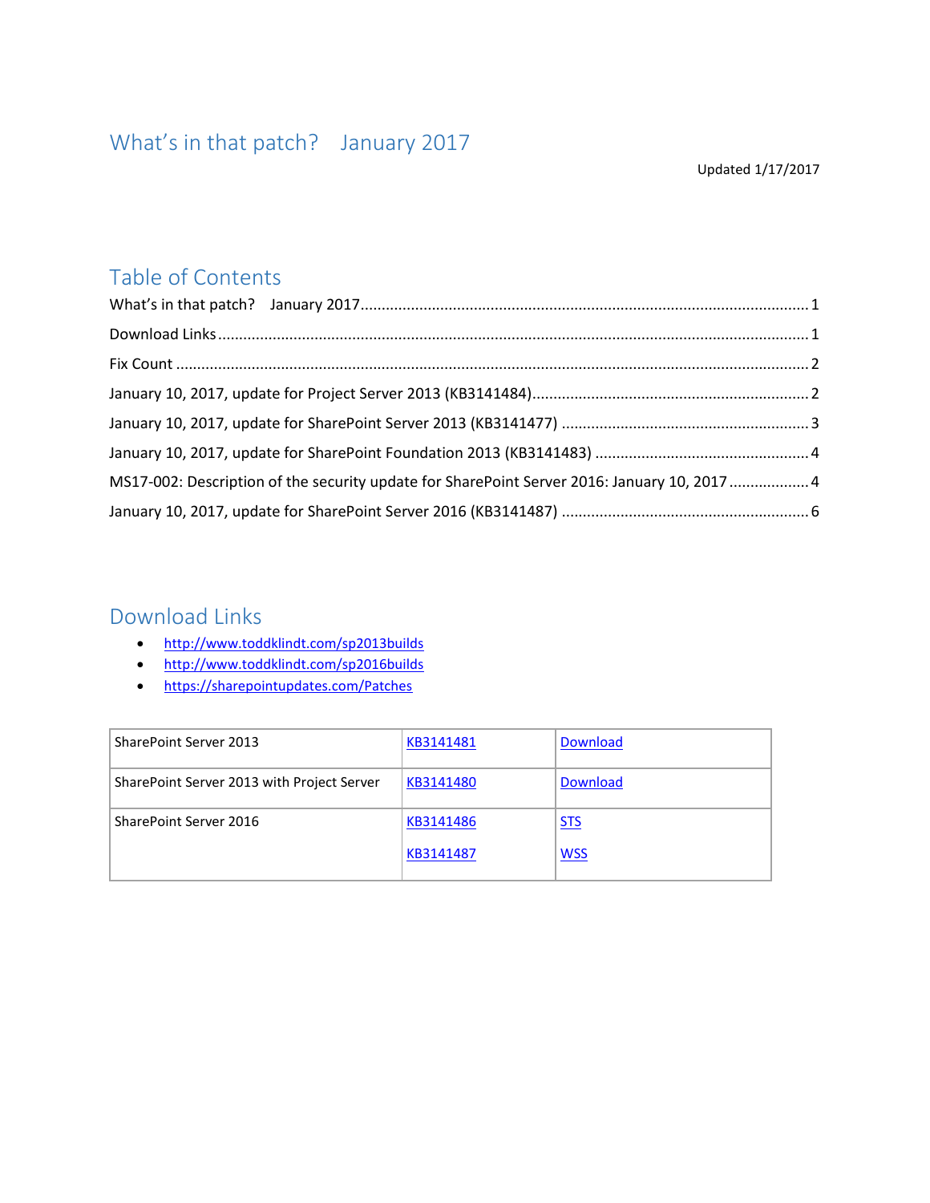# What's in that patch? January 2017

Updated 1/17/2017

## Table of Contents

What's in that patch? January 2017 ........ 1

Download Links ........ 1

Fix Count ........ 2

January 10, 2017, update for Project Server 2013 (KB3141484) ........ 2

January 10, 2017, update for SharePoint Server 2013 (KB3141477) ........ 3

January 10, 2017, update for SharePoint Foundation 2013 (KB3141483) ........ 4

MS17-002: Description of the security update for SharePoint Server 2016: January 10, 2017 ........ 4

January 10, 2017, update for SharePoint Server 2016 (KB3141487) ........ 6

## Download Links

- http://www.toddklindt.com/sp2013builds
- http://www.toddklindt.com/sp2016builds
- https://sharepointupdates.com/Patches

| | | |
|---|---|---|
| SharePoint Server 2013 | KB3141481 | Download |
| SharePoint Server 2013 with Project Server | KB3141480 | Download |
| SharePoint Server 2016 | KB3141486<br>KB3141487 | STS<br>WSS |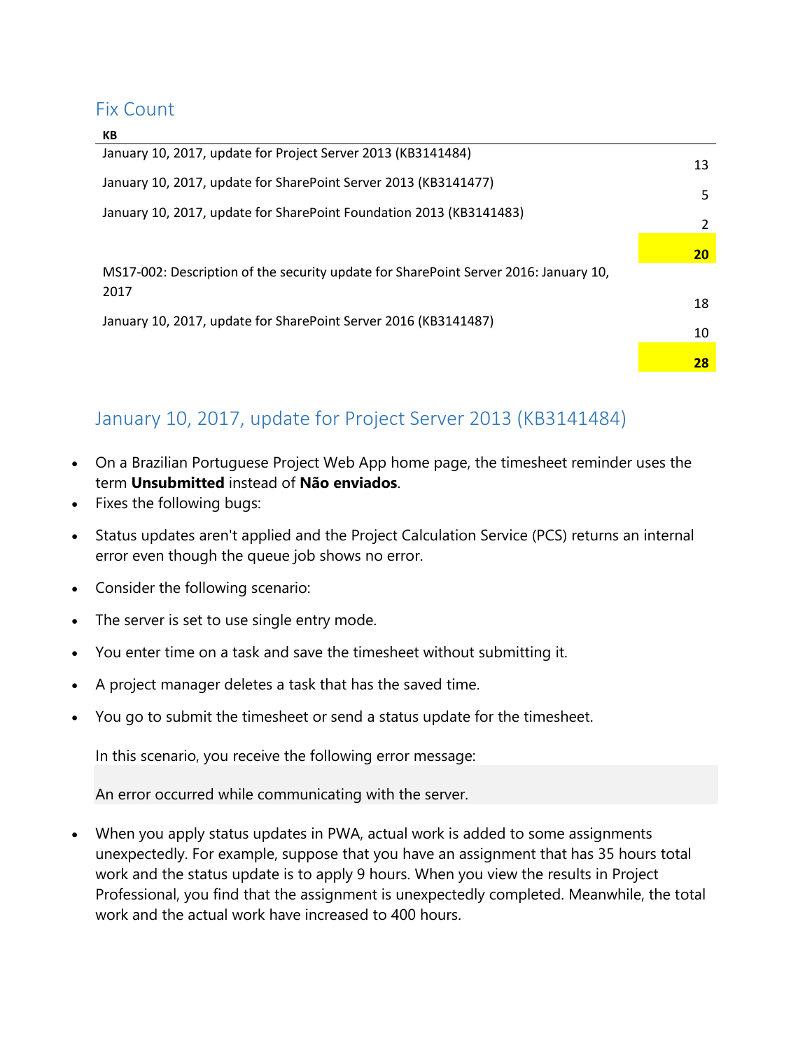## Fix Count

| KB | |
|---|---|
| January 10, 2017, update for Project Server 2013 (KB3141484) | 13 |
| January 10, 2017, update for SharePoint Server 2013 (KB3141477) | 5 |
| January 10, 2017, update for SharePoint Foundation 2013 (KB3141483) | 2 |
| | **20** |
| MS17-002: Description of the security update for SharePoint Server 2016: January 10, 2017 | 18 |
| January 10, 2017, update for SharePoint Server 2016 (KB3141487) | 10 |
| | **28** |

## January 10, 2017, update for Project Server 2013 (KB3141484)

- On a Brazilian Portuguese Project Web App home page, the timesheet reminder uses the term **Unsubmitted** instead of **Não enviados**.
- Fixes the following bugs:
- Status updates aren't applied and the Project Calculation Service (PCS) returns an internal error even though the queue job shows no error.
- Consider the following scenario:
- The server is set to use single entry mode.
- You enter time on a task and save the timesheet without submitting it.
- A project manager deletes a task that has the saved time.
- You go to submit the timesheet or send a status update for the timesheet.

  In this scenario, you receive the following error message:

  ```
  An error occurred while communicating with the server.
  ```

- When you apply status updates in PWA, actual work is added to some assignments unexpectedly. For example, suppose that you have an assignment that has 35 hours total work and the status update is to apply 9 hours. When you view the results in Project Professional, you find that the assignment is unexpectedly completed. Meanwhile, the total work and the actual work have increased to 400 hours.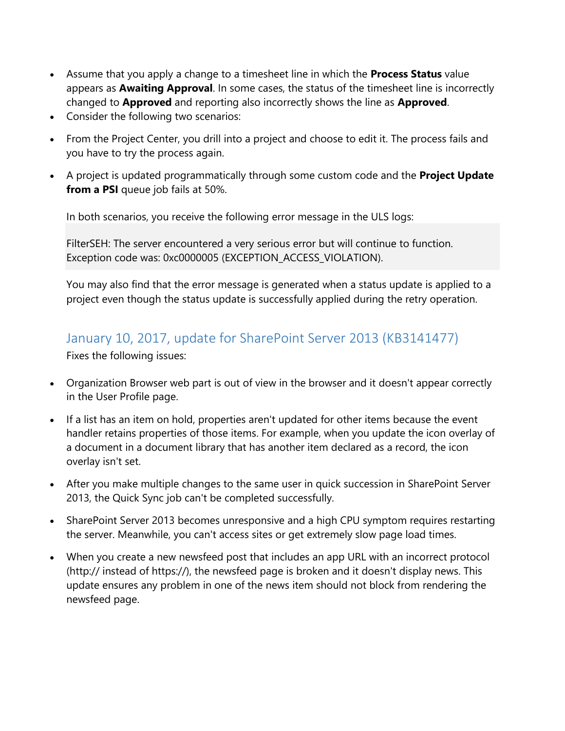- Assume that you apply a change to a timesheet line in which the **Process Status** value appears as **Awaiting Approval**. In some cases, the status of the timesheet line is incorrectly changed to **Approved** and reporting also incorrectly shows the line as **Approved**.
- Consider the following two scenarios:
- From the Project Center, you drill into a project and choose to edit it. The process fails and you have to try the process again.
- A project is updated programmatically through some custom code and the **Project Update from a PSI** queue job fails at 50%.

  In both scenarios, you receive the following error message in the ULS logs:

  ```
  FilterSEH: The server encountered a very serious error but will continue to function.
  Exception code was: 0xc0000005 (EXCEPTION_ACCESS_VIOLATION).
  ```

  You may also find that the error message is generated when a status update is applied to a project even though the status update is successfully applied during the retry operation.

## January 10, 2017, update for SharePoint Server 2013 (KB3141477)

Fixes the following issues:

- Organization Browser web part is out of view in the browser and it doesn't appear correctly in the User Profile page.
- If a list has an item on hold, properties aren't updated for other items because the event handler retains properties of those items. For example, when you update the icon overlay of a document in a document library that has another item declared as a record, the icon overlay isn't set.
- After you make multiple changes to the same user in quick succession in SharePoint Server 2013, the Quick Sync job can't be completed successfully.
- SharePoint Server 2013 becomes unresponsive and a high CPU symptom requires restarting the server. Meanwhile, you can't access sites or get extremely slow page load times.
- When you create a new newsfeed post that includes an app URL with an incorrect protocol (http:// instead of https://), the newsfeed page is broken and it doesn't display news. This update ensures any problem in one of the news item should not block from rendering the newsfeed page.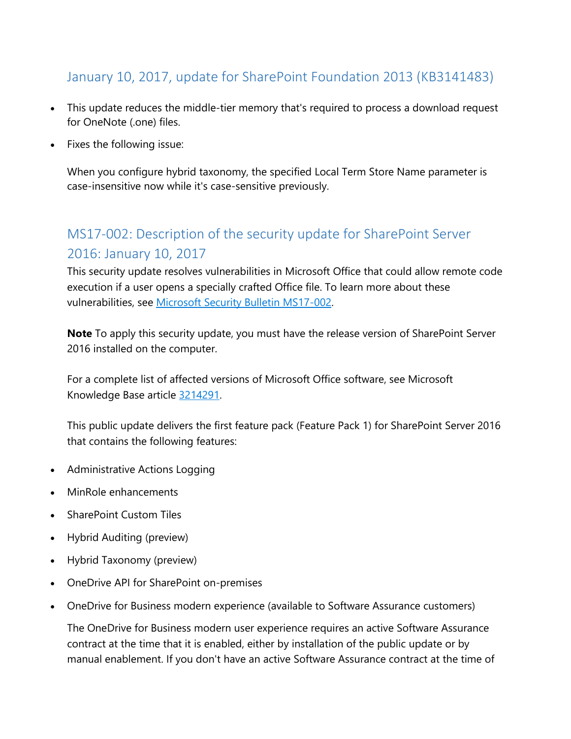## January 10, 2017, update for SharePoint Foundation 2013 (KB3141483)

- This update reduces the middle-tier memory that's required to process a download request for OneNote (.one) files.
- Fixes the following issue:

  When you configure hybrid taxonomy, the specified Local Term Store Name parameter is case-insensitive now while it's case-sensitive previously.

## MS17-002: Description of the security update for SharePoint Server 2016: January 10, 2017

This security update resolves vulnerabilities in Microsoft Office that could allow remote code execution if a user opens a specially crafted Office file. To learn more about these vulnerabilities, see [Microsoft Security Bulletin MS17-002](Microsoft Security Bulletin MS17-002).

**Note** To apply this security update, you must have the release version of SharePoint Server 2016 installed on the computer.

For a complete list of affected versions of Microsoft Office software, see Microsoft Knowledge Base article [3214291](3214291).

This public update delivers the first feature pack (Feature Pack 1) for SharePoint Server 2016 that contains the following features:

- Administrative Actions Logging
- MinRole enhancements
- SharePoint Custom Tiles
- Hybrid Auditing (preview)
- Hybrid Taxonomy (preview)
- OneDrive API for SharePoint on-premises
- OneDrive for Business modern experience (available to Software Assurance customers)

  The OneDrive for Business modern user experience requires an active Software Assurance contract at the time that it is enabled, either by installation of the public update or by manual enablement. If you don't have an active Software Assurance contract at the time of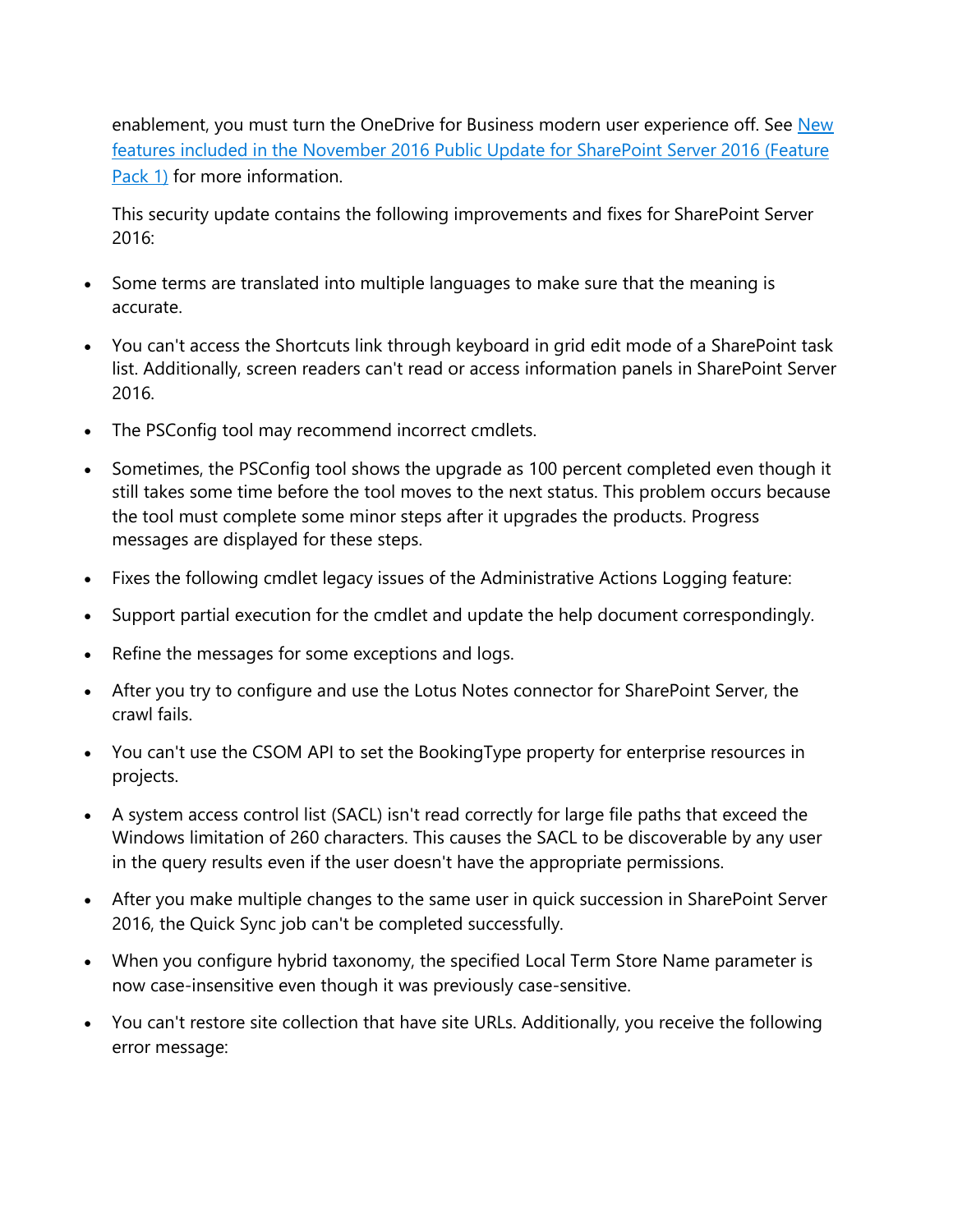enablement, you must turn the OneDrive for Business modern user experience off. See [New features included in the November 2016 Public Update for SharePoint Server 2016 (Feature Pack 1)]() for more information.

This security update contains the following improvements and fixes for SharePoint Server 2016:

- Some terms are translated into multiple languages to make sure that the meaning is accurate.
- You can't access the Shortcuts link through keyboard in grid edit mode of a SharePoint task list. Additionally, screen readers can't read or access information panels in SharePoint Server 2016.
- The PSConfig tool may recommend incorrect cmdlets.
- Sometimes, the PSConfig tool shows the upgrade as 100 percent completed even though it still takes some time before the tool moves to the next status. This problem occurs because the tool must complete some minor steps after it upgrades the products. Progress messages are displayed for these steps.
- Fixes the following cmdlet legacy issues of the Administrative Actions Logging feature:
- Support partial execution for the cmdlet and update the help document correspondingly.
- Refine the messages for some exceptions and logs.
- After you try to configure and use the Lotus Notes connector for SharePoint Server, the crawl fails.
- You can't use the CSOM API to set the BookingType property for enterprise resources in projects.
- A system access control list (SACL) isn't read correctly for large file paths that exceed the Windows limitation of 260 characters. This causes the SACL to be discoverable by any user in the query results even if the user doesn't have the appropriate permissions.
- After you make multiple changes to the same user in quick succession in SharePoint Server 2016, the Quick Sync job can't be completed successfully.
- When you configure hybrid taxonomy, the specified Local Term Store Name parameter is now case-insensitive even though it was previously case-sensitive.
- You can't restore site collection that have site URLs. Additionally, you receive the following error message: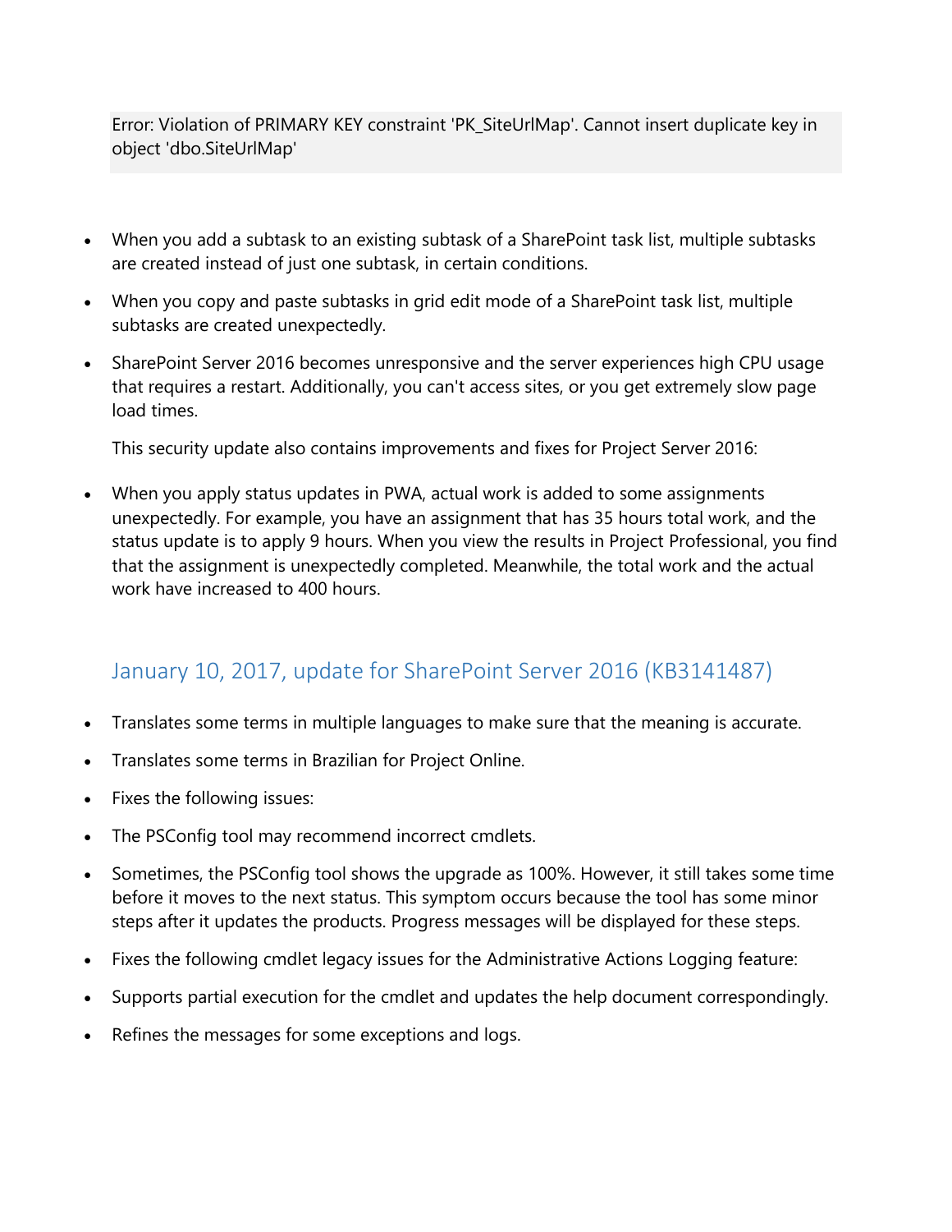```
Error: Violation of PRIMARY KEY constraint 'PK_SiteUrlMap'. Cannot insert duplicate key in object 'dbo.SiteUrlMap'
```

- When you add a subtask to an existing subtask of a SharePoint task list, multiple subtasks are created instead of just one subtask, in certain conditions.
- When you copy and paste subtasks in grid edit mode of a SharePoint task list, multiple subtasks are created unexpectedly.
- SharePoint Server 2016 becomes unresponsive and the server experiences high CPU usage that requires a restart. Additionally, you can't access sites, or you get extremely slow page load times.

  This security update also contains improvements and fixes for Project Server 2016:

- When you apply status updates in PWA, actual work is added to some assignments unexpectedly. For example, you have an assignment that has 35 hours total work, and the status update is to apply 9 hours. When you view the results in Project Professional, you find that the assignment is unexpectedly completed. Meanwhile, the total work and the actual work have increased to 400 hours.

## January 10, 2017, update for SharePoint Server 2016 (KB3141487)

- Translates some terms in multiple languages to make sure that the meaning is accurate.
- Translates some terms in Brazilian for Project Online.
- Fixes the following issues:
- The PSConfig tool may recommend incorrect cmdlets.
- Sometimes, the PSConfig tool shows the upgrade as 100%. However, it still takes some time before it moves to the next status. This symptom occurs because the tool has some minor steps after it updates the products. Progress messages will be displayed for these steps.
- Fixes the following cmdlet legacy issues for the Administrative Actions Logging feature:
- Supports partial execution for the cmdlet and updates the help document correspondingly.
- Refines the messages for some exceptions and logs.